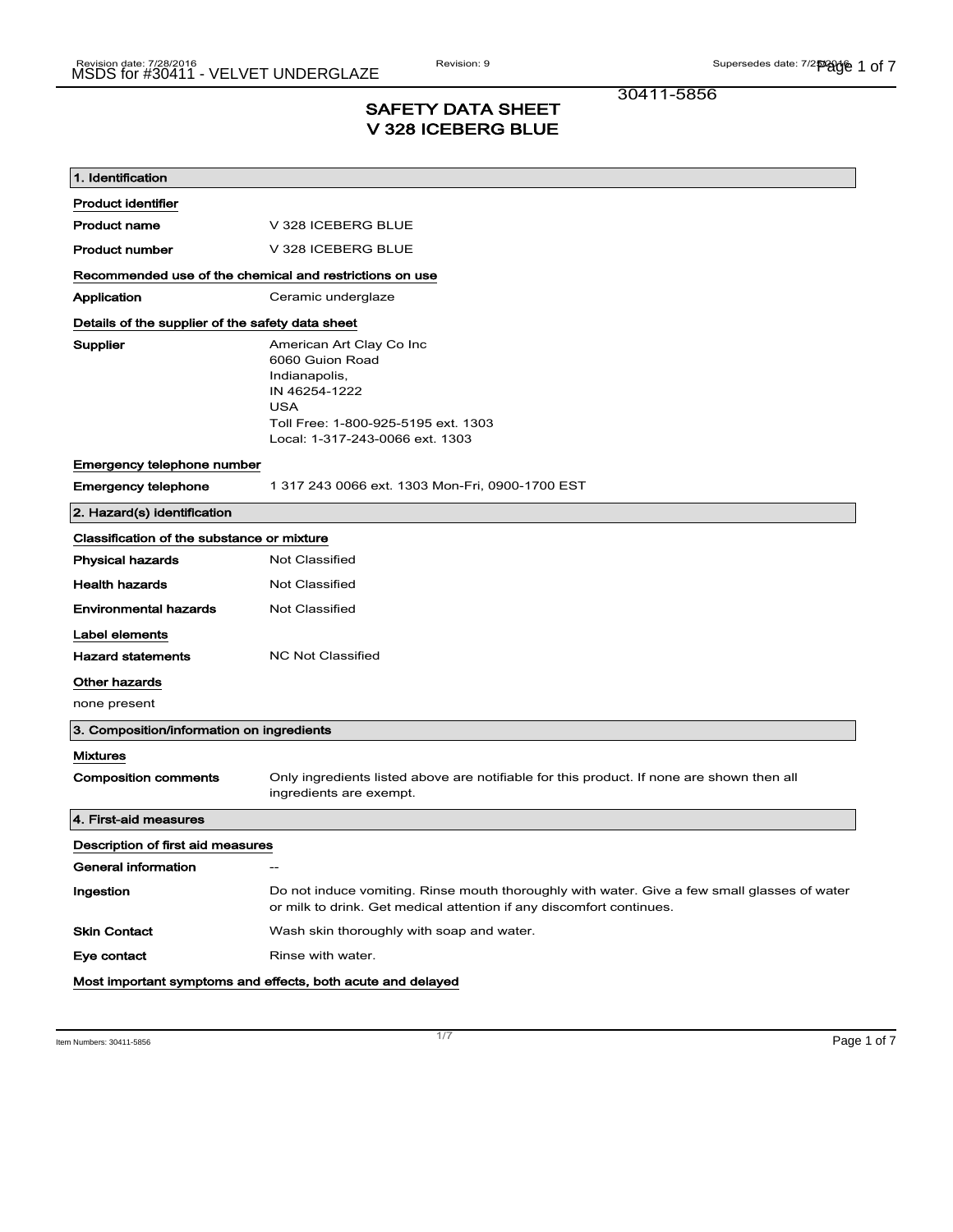30411-5856

# SAFETY DATA SHEET
# V 328 ICEBERG BLUE

## 1. Identification

**Product identifier**

| | |
|---|---|
| **Product name** | V 328 ICEBERG BLUE |
| **Product number** | V 328 ICEBERG BLUE |

**Recommended use of the chemical and restrictions on use**

| | |
|---|---|
| **Application** | Ceramic underglaze |

**Details of the supplier of the safety data sheet**

**Supplier**

American Art Clay Co Inc
6060 Guion Road
Indianapolis,
IN 46254-1222
USA
Toll Free: 1-800-925-5195 ext. 1303
Local: 1-317-243-0066 ext. 1303

**Emergency telephone number**

| | |
|---|---|
| **Emergency telephone** | 1 317 243 0066 ext. 1303 Mon-Fri, 0900-1700 EST |

## 2. Hazard(s) identification

**Classification of the substance or mixture**

| | |
|---|---|
| **Physical hazards** | Not Classified |
| **Health hazards** | Not Classified |
| **Environmental hazards** | Not Classified |

**Label elements**

| | |
|---|---|
| **Hazard statements** | NC Not Classified |

**Other hazards**

none present

## 3. Composition/information on ingredients

**Mixtures**

| | |
|---|---|
| **Composition comments** | Only ingredients listed above are notifiable for this product. If none are shown then all ingredients are exempt. |

## 4. First-aid measures

**Description of first aid measures**

| | |
|---|---|
| **General information** | -- |
| **Ingestion** | Do not induce vomiting. Rinse mouth thoroughly with water. Give a few small glasses of water or milk to drink. Get medical attention if any discomfort continues. |
| **Skin Contact** | Wash skin thoroughly with soap and water. |
| **Eye contact** | Rinse with water. |

**Most important symptoms and effects, both acute and delayed**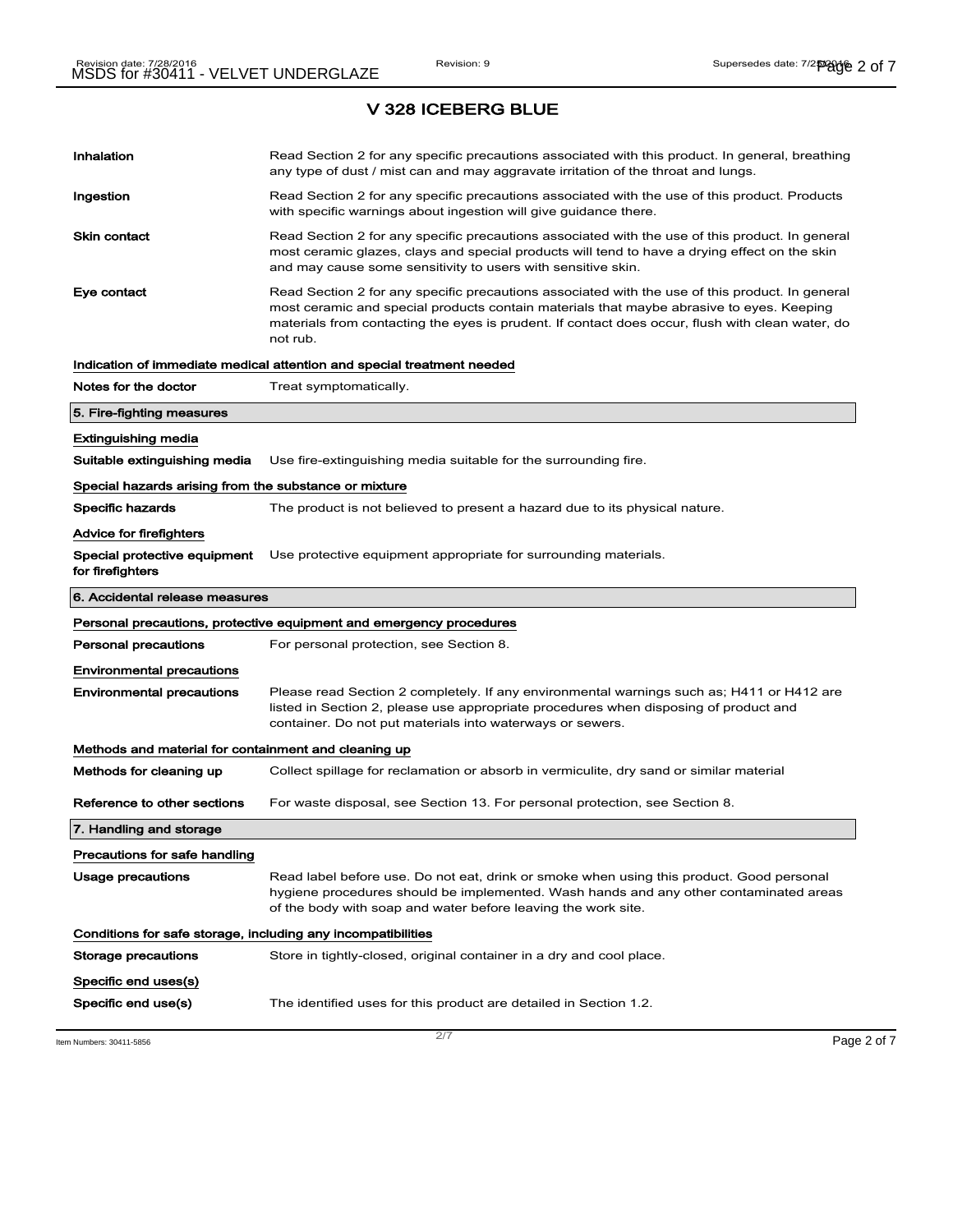## V 328 ICEBERG BLUE

**Inhalation** Read Section 2 for any specific precautions associated with this product. In general, breathing any type of dust / mist can and may aggravate irritation of the throat and lungs.

**Ingestion** Read Section 2 for any specific precautions associated with the use of this product. Products with specific warnings about ingestion will give guidance there.

**Skin contact** Read Section 2 for any specific precautions associated with the use of this product. In general most ceramic glazes, clays and special products will tend to have a drying effect on the skin and may cause some sensitivity to users with sensitive skin.

**Eye contact** Read Section 2 for any specific precautions associated with the use of this product. In general most ceramic and special products contain materials that maybe abrasive to eyes. Keeping materials from contacting the eyes is prudent. If contact does occur, flush with clean water, do not rub.

### Indication of immediate medical attention and special treatment needed

**Notes for the doctor** Treat symptomatically.

## 5. Fire-fighting measures

### Extinguishing media

**Suitable extinguishing media** Use fire-extinguishing media suitable for the surrounding fire.

### Special hazards arising from the substance or mixture

**Specific hazards** The product is not believed to present a hazard due to its physical nature.

### Advice for firefighters

**Special protective equipment for firefighters** Use protective equipment appropriate for surrounding materials.

## 6. Accidental release measures

### Personal precautions, protective equipment and emergency procedures

**Personal precautions** For personal protection, see Section 8.

### Environmental precautions

**Environmental precautions** Please read Section 2 completely. If any environmental warnings such as; H411 or H412 are listed in Section 2, please use appropriate procedures when disposing of product and container. Do not put materials into waterways or sewers.

### Methods and material for containment and cleaning up

**Methods for cleaning up** Collect spillage for reclamation or absorb in vermiculite, dry sand or similar material

**Reference to other sections** For waste disposal, see Section 13. For personal protection, see Section 8.

## 7. Handling and storage

### Precautions for safe handling

**Usage precautions** Read label before use. Do not eat, drink or smoke when using this product. Good personal hygiene procedures should be implemented. Wash hands and any other contaminated areas of the body with soap and water before leaving the work site.

### Conditions for safe storage, including any incompatibilities

**Storage precautions** Store in tightly-closed, original container in a dry and cool place.

### Specific end uses(s)

**Specific end use(s)** The identified uses for this product are detailed in Section 1.2.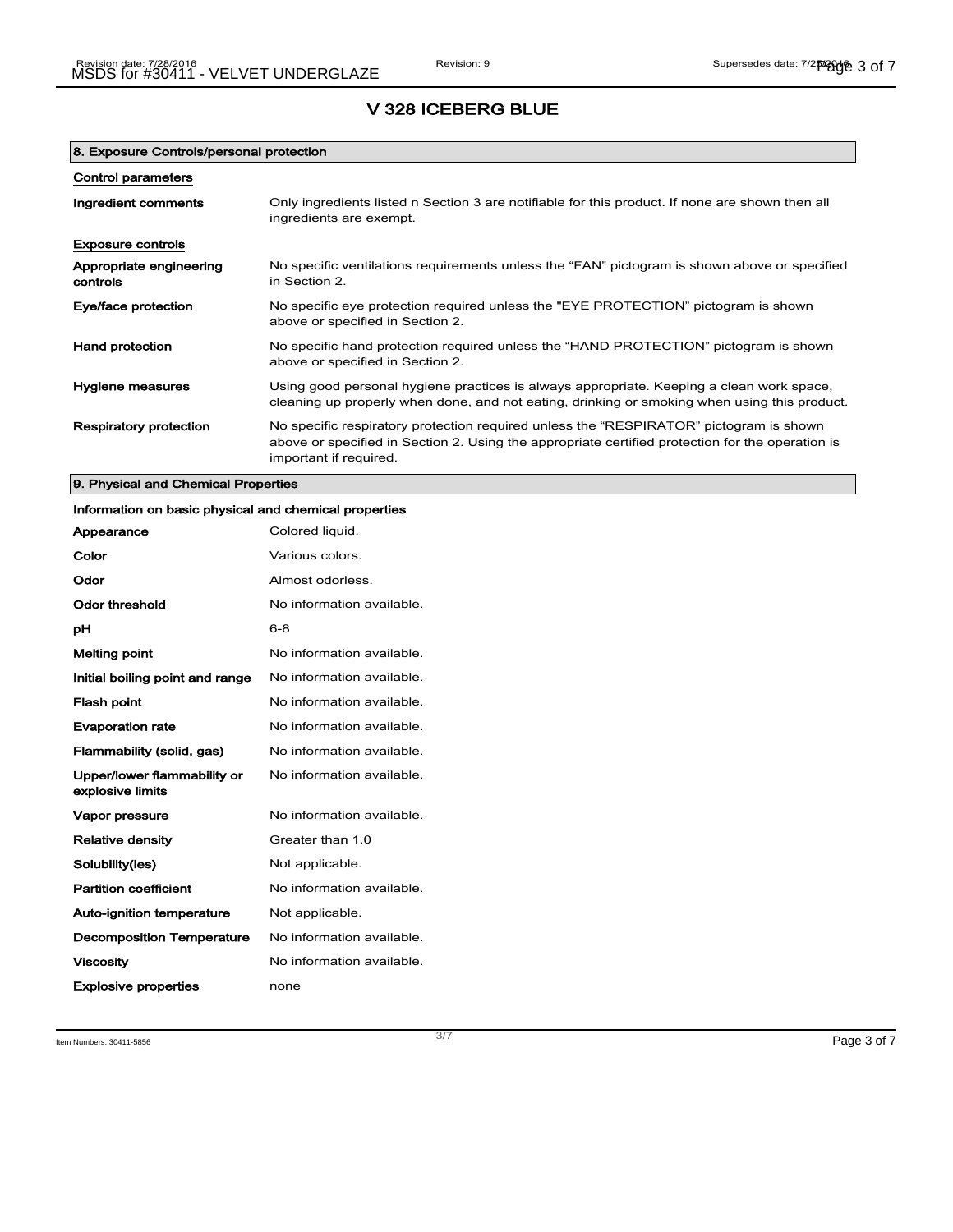# V 328 ICEBERG BLUE

## 8. Exposure Controls/personal protection

### Control parameters

| | |
|---|---|
| **Ingredient comments** | Only ingredients listed n Section 3 are notifiable for this product. If none are shown then all ingredients are exempt. |

### Exposure controls

| | |
|---|---|
| **Appropriate engineering controls** | No specific ventilations requirements unless the "FAN" pictogram is shown above or specified in Section 2. |
| **Eye/face protection** | No specific eye protection required unless the "EYE PROTECTION" pictogram is shown above or specified in Section 2. |
| **Hand protection** | No specific hand protection required unless the "HAND PROTECTION" pictogram is shown above or specified in Section 2. |
| **Hygiene measures** | Using good personal hygiene practices is always appropriate. Keeping a clean work space, cleaning up properly when done, and not eating, drinking or smoking when using this product. |
| **Respiratory protection** | No specific respiratory protection required unless the "RESPIRATOR" pictogram is shown above or specified in Section 2. Using the appropriate certified protection for the operation is important if required. |

## 9. Physical and Chemical Properties

### Information on basic physical and chemical properties

| | |
|---|---|
| **Appearance** | Colored liquid. |
| **Color** | Various colors. |
| **Odor** | Almost odorless. |
| **Odor threshold** | No information available. |
| **pH** | 6-8 |
| **Melting point** | No information available. |
| **Initial boiling point and range** | No information available. |
| **Flash point** | No information available. |
| **Evaporation rate** | No information available. |
| **Flammability (solid, gas)** | No information available. |
| **Upper/lower flammability or explosive limits** | No information available. |
| **Vapor pressure** | No information available. |
| **Relative density** | Greater than 1.0 |
| **Solubility(ies)** | Not applicable. |
| **Partition coefficient** | No information available. |
| **Auto-ignition temperature** | Not applicable. |
| **Decomposition Temperature** | No information available. |
| **Viscosity** | No information available. |
| **Explosive properties** | none |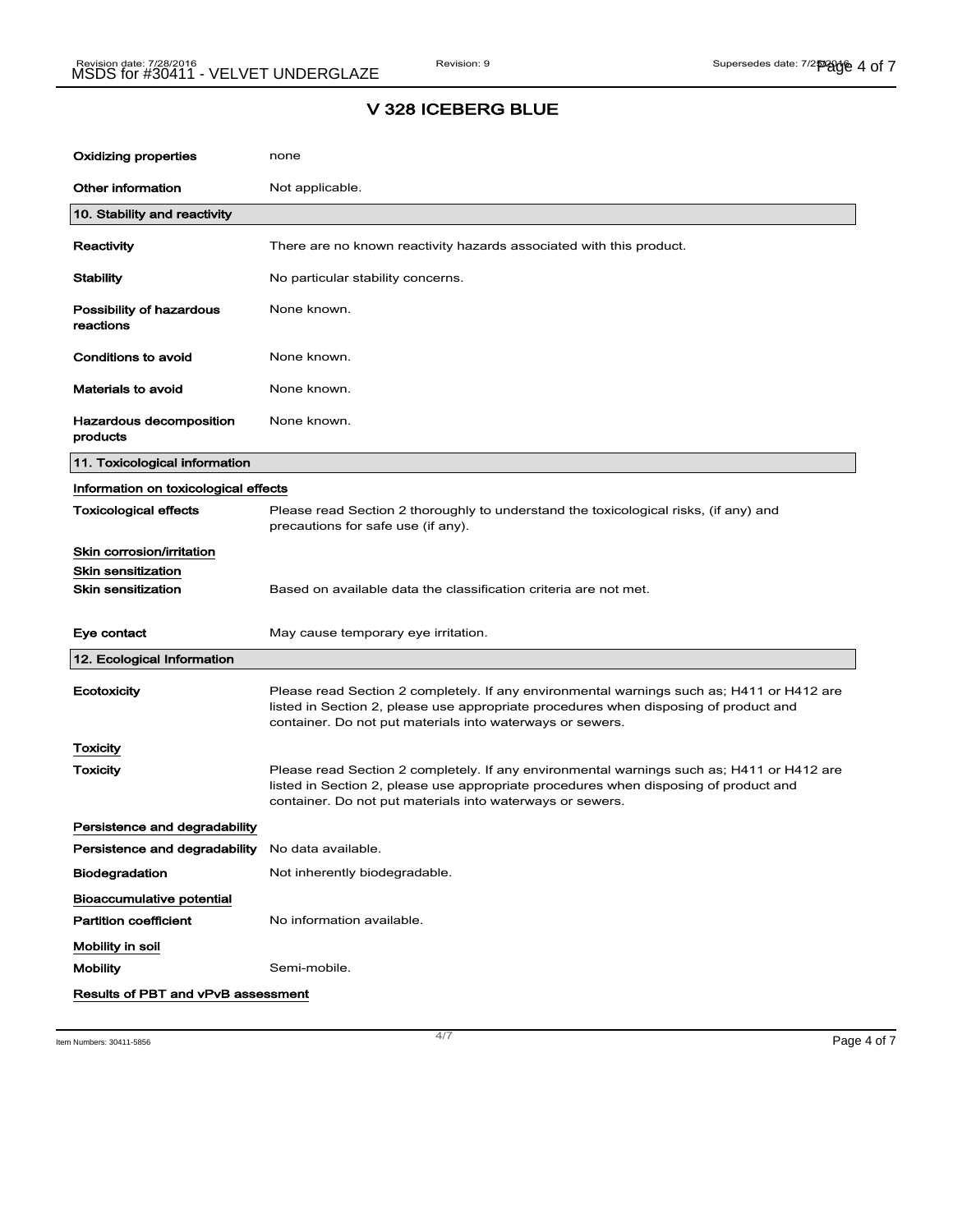## V 328 ICEBERG BLUE

| | |
|---|---|
| **Oxidizing properties** | none |
| **Other information** | Not applicable. |

### 10. Stability and reactivity

| | |
|---|---|
| **Reactivity** | There are no known reactivity hazards associated with this product. |
| **Stability** | No particular stability concerns. |
| **Possibility of hazardous reactions** | None known. |
| **Conditions to avoid** | None known. |
| **Materials to avoid** | None known. |
| **Hazardous decomposition products** | None known. |

### 11. Toxicological information

**Information on toxicological effects**

| | |
|---|---|
| **Toxicological effects** | Please read Section 2 thoroughly to understand the toxicological risks, (if any) and precautions for safe use (if any). |

**Skin corrosion/irritation**

**Skin sensitization**

| | |
|---|---|
| **Skin sensitization** | Based on available data the classification criteria are not met. |
| **Eye contact** | May cause temporary eye irritation. |

### 12. Ecological Information

| | |
|---|---|
| **Ecotoxicity** | Please read Section 2 completely. If any environmental warnings such as; H411 or H412 are listed in Section 2, please use appropriate procedures when disposing of product and container. Do not put materials into waterways or sewers. |

**Toxicity**

| | |
|---|---|
| **Toxicity** | Please read Section 2 completely. If any environmental warnings such as; H411 or H412 are listed in Section 2, please use appropriate procedures when disposing of product and container. Do not put materials into waterways or sewers. |

**Persistence and degradability**

| | |
|---|---|
| **Persistence and degradability** | No data available. |
| **Biodegradation** | Not inherently biodegradable. |

**Bioaccumulative potential**

| | |
|---|---|
| **Partition coefficient** | No information available. |

**Mobility in soil**

| | |
|---|---|
| **Mobility** | Semi-mobile. |

**Results of PBT and vPvB assessment**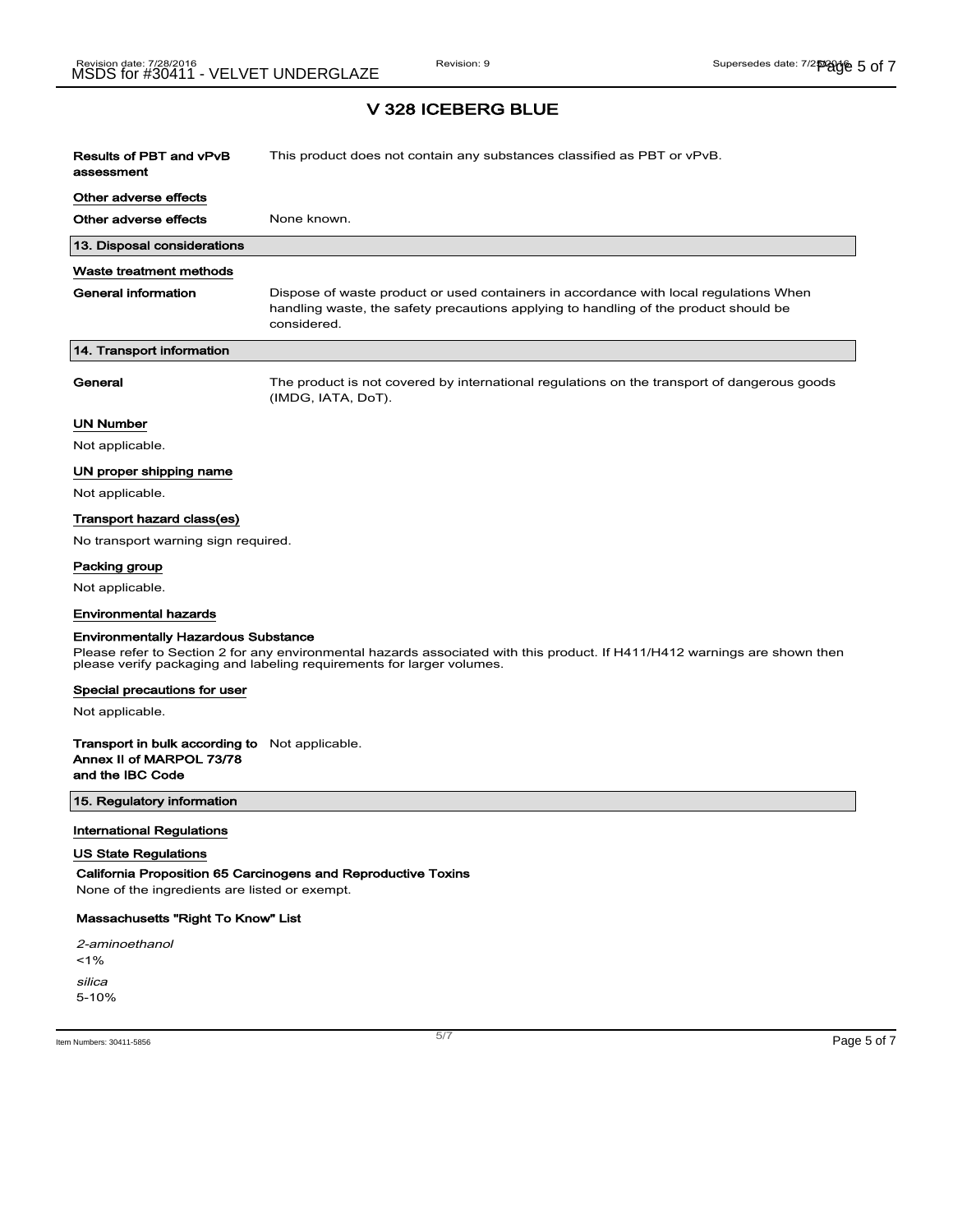## V 328 ICEBERG BLUE

| | |
|---|---|
| **Results of PBT and vPvB assessment** | This product does not contain any substances classified as PBT or vPvB. |

**Other adverse effects**

| | |
|---|---|
| **Other adverse effects** | None known. |

### 13. Disposal considerations

**Waste treatment methods**

| | |
|---|---|
| **General information** | Dispose of waste product or used containers in accordance with local regulations When handling waste, the safety precautions applying to handling of the product should be considered. |

### 14. Transport information

| | |
|---|---|
| **General** | The product is not covered by international regulations on the transport of dangerous goods (IMDG, IATA, DoT). |

**UN Number**

Not applicable.

**UN proper shipping name**

Not applicable.

**Transport hazard class(es)**

No transport warning sign required.

**Packing group**

Not applicable.

**Environmental hazards**

**Environmentally Hazardous Substance**

Please refer to Section 2 for any environmental hazards associated with this product. If H411/H412 warnings are shown then please verify packaging and labeling requirements for larger volumes.

**Special precautions for user**

Not applicable.

| | |
|---|---|
| **Transport in bulk according to Annex II of MARPOL 73/78 and the IBC Code** | Not applicable. |

### 15. Regulatory information

**International Regulations**

**US State Regulations**

**California Proposition 65 Carcinogens and Reproductive Toxins**

None of the ingredients are listed or exempt.

**Massachusetts "Right To Know" List**

*2-aminoethanol*

<1%

*silica*

5-10%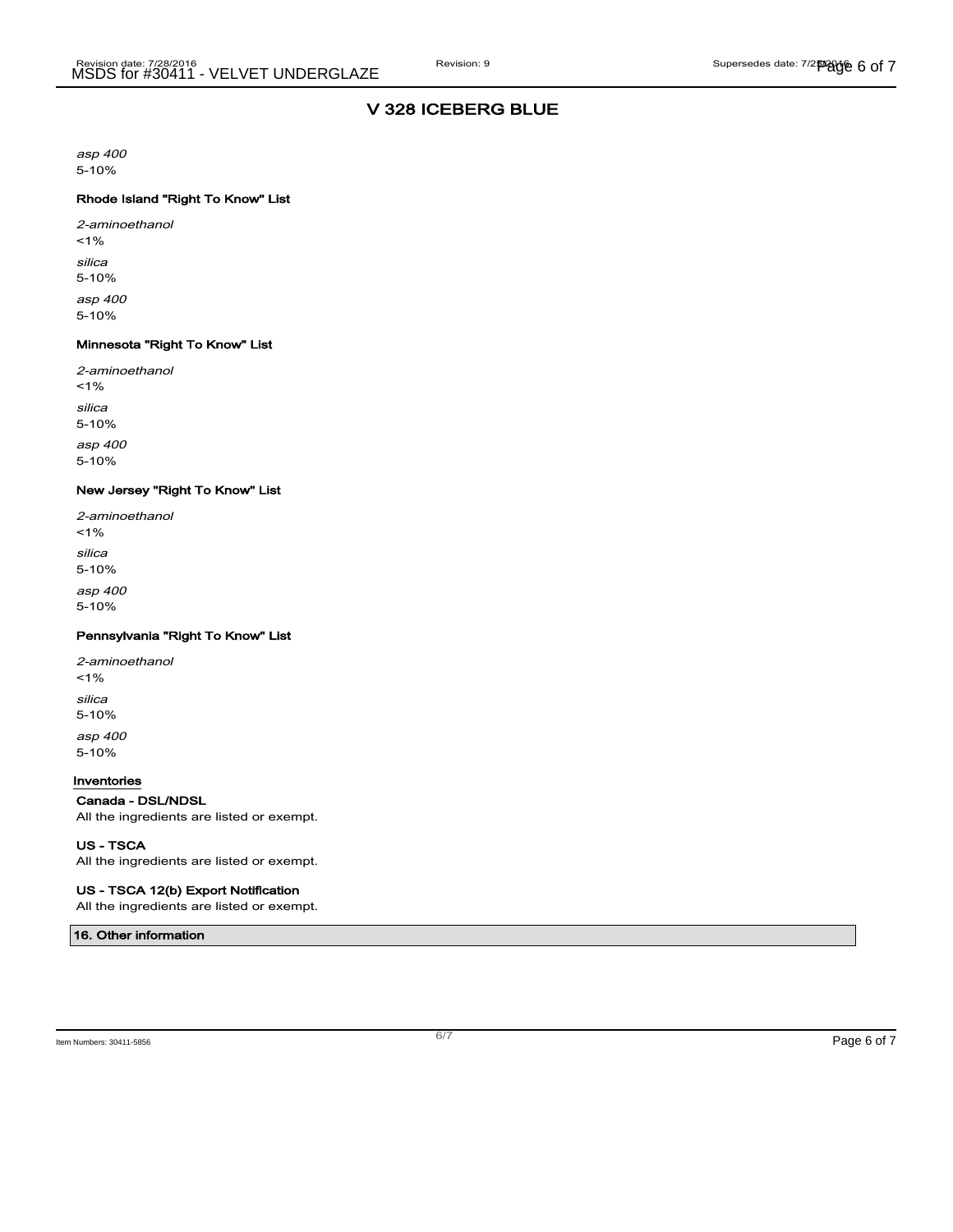## V 328 ICEBERG BLUE

*asp 400*

5-10%

**Rhode Island "Right To Know" List**

*2-aminoethanol*

<1%

*silica*

5-10%

*asp 400*

5-10%

**Minnesota "Right To Know" List**

*2-aminoethanol*

<1%

*silica*

5-10%

*asp 400*

5-10%

**New Jersey "Right To Know" List**

*2-aminoethanol*

<1%

*silica*

5-10%

*asp 400*

5-10%

**Pennsylvania "Right To Know" List**

*2-aminoethanol*

<1%

*silica*

5-10%

*asp 400*

5-10%

**Inventories**

**Canada - DSL/NDSL**

All the ingredients are listed or exempt.

**US - TSCA**

All the ingredients are listed or exempt.

**US - TSCA 12(b) Export Notification**

All the ingredients are listed or exempt.

### 16. Other information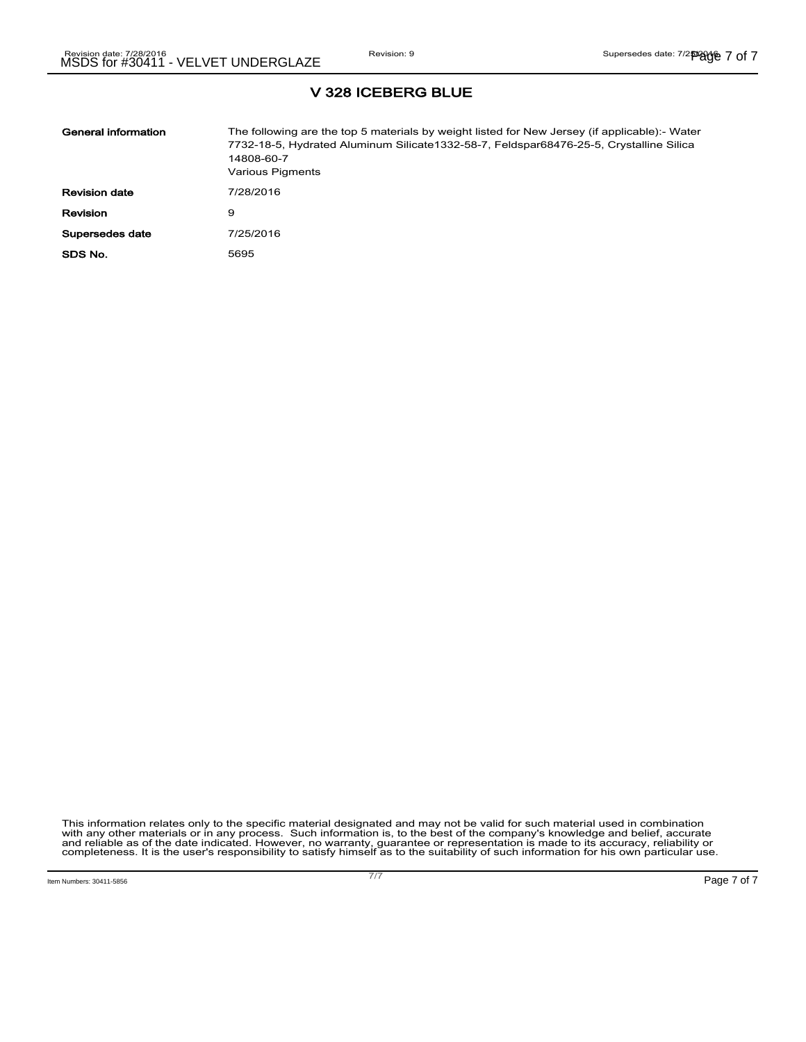## V 328 ICEBERG BLUE

| | |
|---|---|
| **General information** | The following are the top 5 materials by weight listed for New Jersey (if applicable):- Water 7732-18-5, Hydrated Aluminum Silicate1332-58-7, Feldspar68476-25-5, Crystalline Silica 14808-60-7<br>Various Pigments |
| **Revision date** | 7/28/2016 |
| **Revision** | 9 |
| **Supersedes date** | 7/25/2016 |
| **SDS No.** | 5695 |

This information relates only to the specific material designated and may not be valid for such material used in combination with any other materials or in any process. Such information is, to the best of the company's knowledge and belief, accurate and reliable as of the date indicated. However, no warranty, guarantee or representation is made to its accuracy, reliability or completeness. It is the user's responsibility to satisfy himself as to the suitability of such information for his own particular use.

Item Numbers: 30411-5856